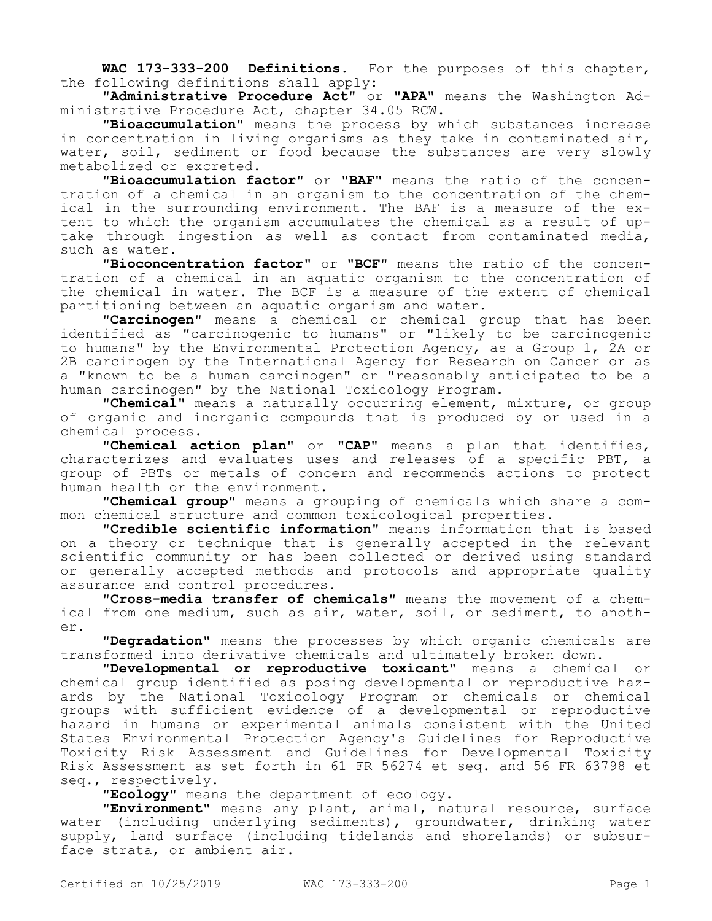**WAC 173-333-200 Definitions.** For the purposes of this chapter, the following definitions shall apply:

"**Administrative Procedure Act**" or "**APA**" means the Washington Administrative Procedure Act, chapter 34.05 RCW.

"**Bioaccumulation**" means the process by which substances increase in concentration in living organisms as they take in contaminated air, water, soil, sediment or food because the substances are very slowly metabolized or excreted.

"**Bioaccumulation factor**" or "**BAF**" means the ratio of the concentration of a chemical in an organism to the concentration of the chemical in the surrounding environment. The BAF is a measure of the extent to which the organism accumulates the chemical as a result of uptake through ingestion as well as contact from contaminated media, such as water.

"**Bioconcentration factor**" or "**BCF**" means the ratio of the concentration of a chemical in an aquatic organism to the concentration of the chemical in water. The BCF is a measure of the extent of chemical partitioning between an aquatic organism and water.

"**Carcinogen**" means a chemical or chemical group that has been identified as "carcinogenic to humans" or "likely to be carcinogenic to humans" by the Environmental Protection Agency, as a Group 1, 2A or 2B carcinogen by the International Agency for Research on Cancer or as a "known to be a human carcinogen" or "reasonably anticipated to be a human carcinogen" by the National Toxicology Program.

"**Chemical**" means a naturally occurring element, mixture, or group of organic and inorganic compounds that is produced by or used in a chemical process.

"**Chemical action plan**" or "**CAP**" means a plan that identifies, characterizes and evaluates uses and releases of a specific PBT, a group of PBTs or metals of concern and recommends actions to protect human health or the environment.

"**Chemical group**" means a grouping of chemicals which share a common chemical structure and common toxicological properties.

"**Credible scientific information**" means information that is based on a theory or technique that is generally accepted in the relevant scientific community or has been collected or derived using standard or generally accepted methods and protocols and appropriate quality assurance and control procedures.

"**Cross-media transfer of chemicals**" means the movement of a chemical from one medium, such as air, water, soil, or sediment, to another.

"**Degradation**" means the processes by which organic chemicals are transformed into derivative chemicals and ultimately broken down.

"**Developmental or reproductive toxicant**" means a chemical or chemical group identified as posing developmental or reproductive hazards by the National Toxicology Program or chemicals or chemical groups with sufficient evidence of a developmental or reproductive hazard in humans or experimental animals consistent with the United States Environmental Protection Agency's Guidelines for Reproductive Toxicity Risk Assessment and Guidelines for Developmental Toxicity Risk Assessment as set forth in 61 FR 56274 et seq. and 56 FR 63798 et seq., respectively.

"**Ecology**" means the department of ecology.

"**Environment**" means any plant, animal, natural resource, surface water (including underlying sediments), groundwater, drinking water supply, land surface (including tidelands and shorelands) or subsurface strata, or ambient air.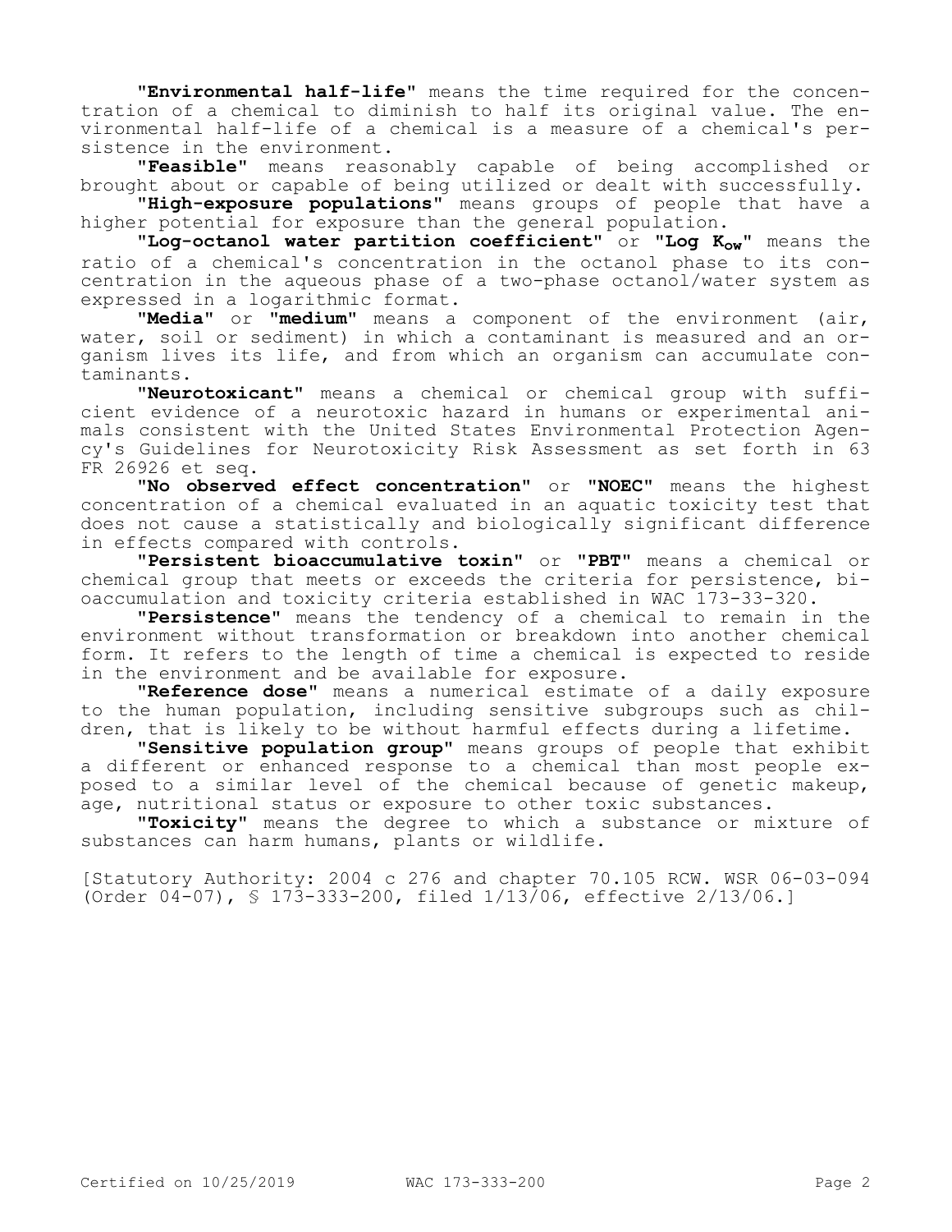"**Environmental half-life**" means the time required for the concentration of a chemical to diminish to half its original value. The environmental half-life of a chemical is a measure of a chemical's persistence in the environment.

"**Feasible**" means reasonably capable of being accomplished or brought about or capable of being utilized or dealt with successfully.

"**High-exposure populations**" means groups of people that have a higher potential for exposure than the general population.

"**Log-octanol water partition coefficient**" or "**Log $K_{ow}$**" means the ratio of a chemical's concentration in the octanol phase to its concentration in the aqueous phase of a two-phase octanol/water system as expressed in a logarithmic format.

"**Media**" or "**medium**" means a component of the environment (air, water, soil or sediment) in which a contaminant is measured and an organism lives its life, and from which an organism can accumulate contaminants.

"**Neurotoxicant**" means a chemical or chemical group with sufficient evidence of a neurotoxic hazard in humans or experimental animals consistent with the United States Environmental Protection Agency's Guidelines for Neurotoxicity Risk Assessment as set forth in 63 FR 26926 et seq.

"**No observed effect concentration**" or "**NOEC**" means the highest concentration of a chemical evaluated in an aquatic toxicity test that does not cause a statistically and biologically significant difference in effects compared with controls.

"**Persistent bioaccumulative toxin**" or "**PBT**" means a chemical or chemical group that meets or exceeds the criteria for persistence, bioaccumulation and toxicity criteria established in WAC 173-33-320.

"**Persistence**" means the tendency of a chemical to remain in the environment without transformation or breakdown into another chemical form. It refers to the length of time a chemical is expected to reside in the environment and be available for exposure.

"**Reference dose**" means a numerical estimate of a daily exposure to the human population, including sensitive subgroups such as children, that is likely to be without harmful effects during a lifetime.

"**Sensitive population group**" means groups of people that exhibit a different or enhanced response to a chemical than most people exposed to a similar level of the chemical because of genetic makeup, age, nutritional status or exposure to other toxic substances.

"**Toxicity**" means the degree to which a substance or mixture of substances can harm humans, plants or wildlife.

[Statutory Authority: 2004 c 276 and chapter 70.105 RCW. WSR 06-03-094 (Order 04-07), § 173-333-200, filed 1/13/06, effective 2/13/06.]